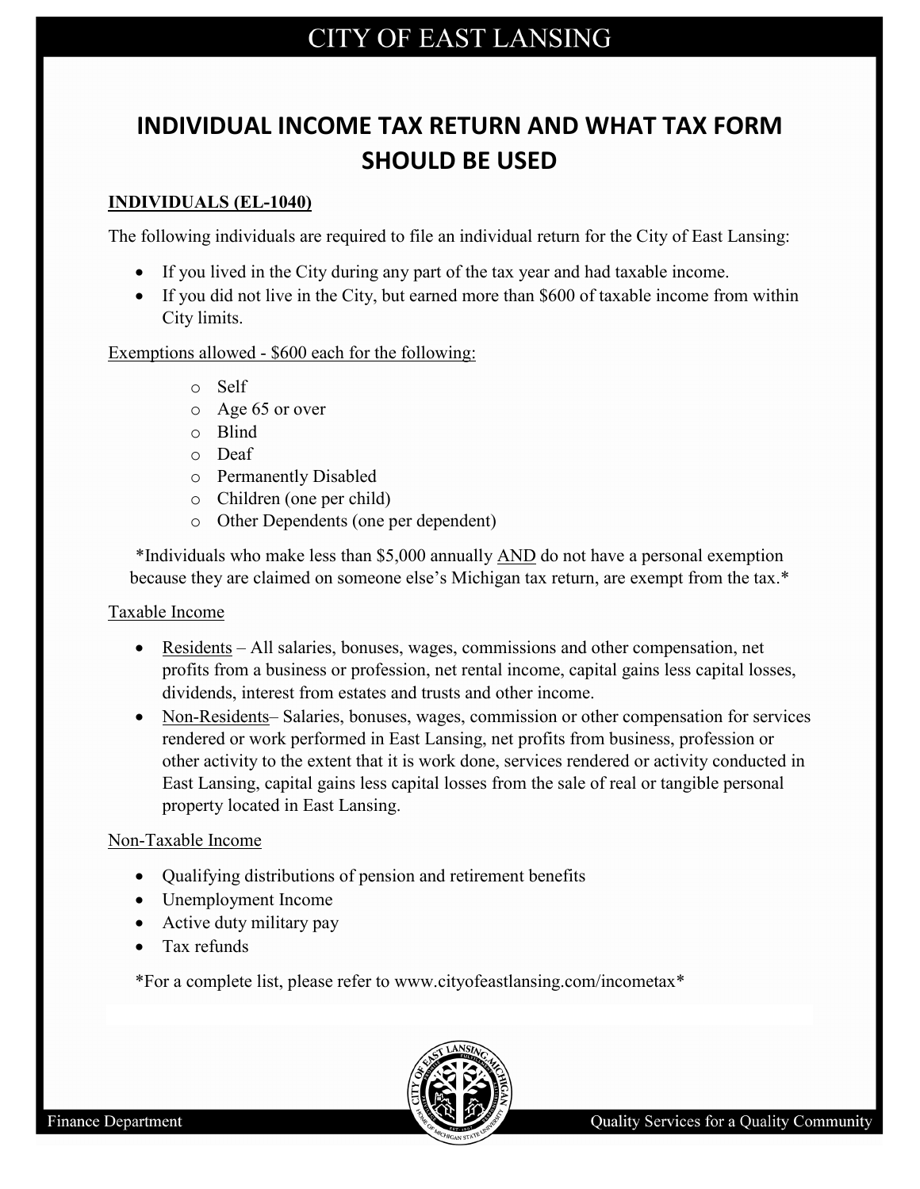# CITY OF EAST LANSING

## INDIVIDUAL INCOME TAX RETURN AND WHAT TAX FORM SHOULD BE USED

### INDIVIDUALS (EL-1040)

The following individuals are required to file an individual return for the City of East Lansing:

- If you lived in the City during any part of the tax year and had taxable income.
- If you did not live in the City, but earned more than $600 of taxable income from within City limits.

Exemptions allowed - $600 each for the following:

- Self
- Age 65 or over
- Blind
- Deaf
- Permanently Disabled
- Children (one per child)
- Other Dependents (one per dependent)

*Individuals who make less than $5,000 annually AND do not have a personal exemption because they are claimed on someone else's Michigan tax return, are exempt from the tax.*

Taxable Income

- Residents – All salaries, bonuses, wages, commissions and other compensation, net profits from a business or profession, net rental income, capital gains less capital losses, dividends, interest from estates and trusts and other income.
- Non-Residents– Salaries, bonuses, wages, commission or other compensation for services rendered or work performed in East Lansing, net profits from business, profession or other activity to the extent that it is work done, services rendered or activity conducted in East Lansing, capital gains less capital losses from the sale of real or tangible personal property located in East Lansing.

Non-Taxable Income

- Qualifying distributions of pension and retirement benefits
- Unemployment Income
- Active duty military pay
- Tax refunds

*For a complete list, please refer to www.cityofeastlansing.com/incometax*

Finance Department

Quality Services for a Quality Community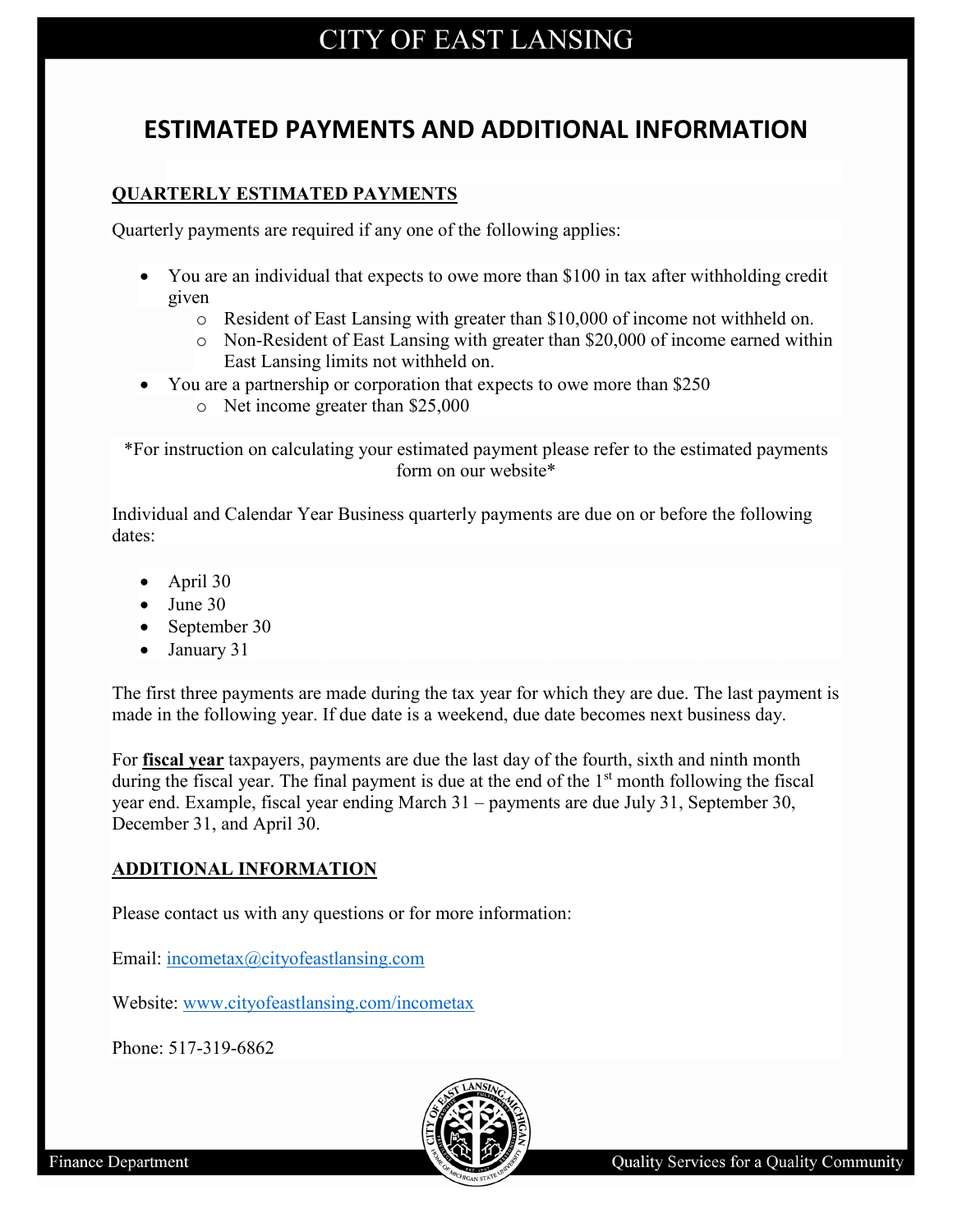# CITY OF EAST LANSING

## ESTIMATED PAYMENTS AND ADDITIONAL INFORMATION

### QUARTERLY ESTIMATED PAYMENTS

Quarterly payments are required if any one of the following applies:

- You are an individual that expects to owe more than $100 in tax after withholding credit given
  - Resident of East Lansing with greater than $10,000 of income not withheld on.
  - Non-Resident of East Lansing with greater than $20,000 of income earned within East Lansing limits not withheld on.
- You are a partnership or corporation that expects to owe more than $250
  - Net income greater than $25,000

*For instruction on calculating your estimated payment please refer to the estimated payments form on our website*

Individual and Calendar Year Business quarterly payments are due on or before the following dates:

- April 30
- June 30
- September 30
- January 31

The first three payments are made during the tax year for which they are due. The last payment is made in the following year. If due date is a weekend, due date becomes next business day.

For **fiscal year** taxpayers, payments are due the last day of the fourth, sixth and ninth month during the fiscal year. The final payment is due at the end of the 1st month following the fiscal year end. Example, fiscal year ending March 31 – payments are due July 31, September 30, December 31, and April 30.

### ADDITIONAL INFORMATION

Please contact us with any questions or for more information:

Email: incometax@cityofeastlansing.com

Website: www.cityofeastlansing.com/incometax

Phone: 517-319-6862

Finance Department

Quality Services for a Quality Community